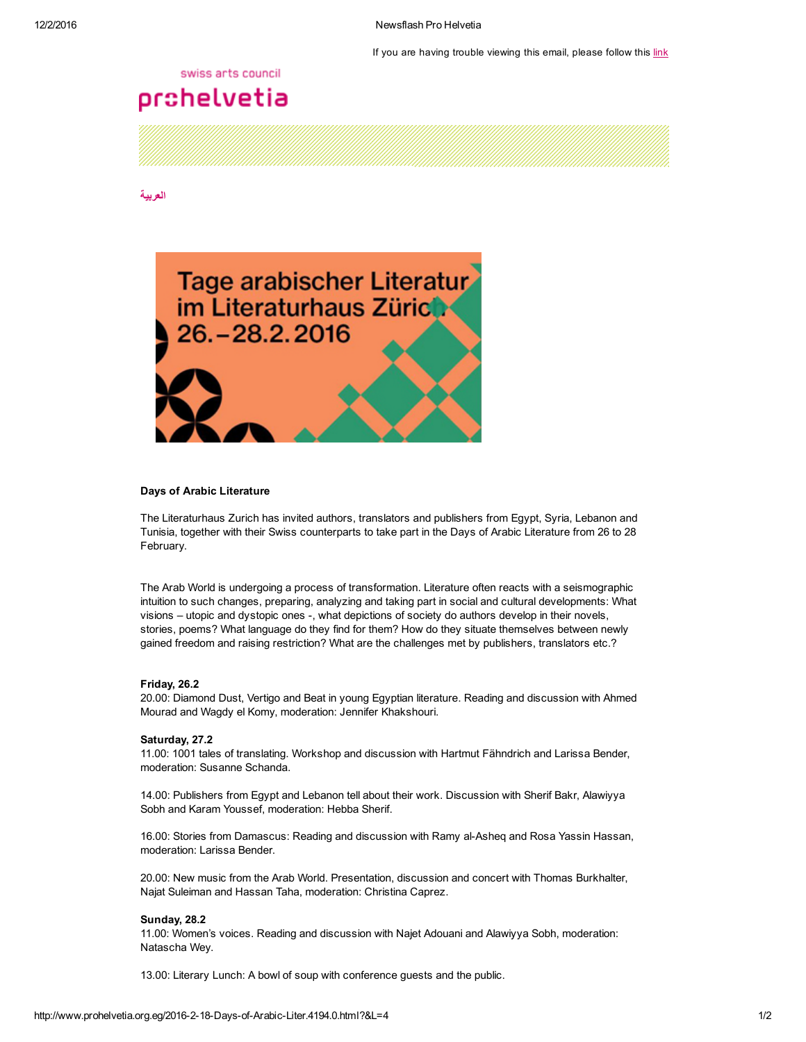If you are having trouble viewing this email, please follow this link

swiss arts council
prohelvetia

العربية

Tage arabischer Literatur im Literaturhaus Zürich 26.–28.2.2016

**Days of Arabic Literature**

The Literaturhaus Zurich has invited authors, translators and publishers from Egypt, Syria, Lebanon and Tunisia, together with their Swiss counterparts to take part in the Days of Arabic Literature from 26 to 28 February.

The Arab World is undergoing a process of transformation. Literature often reacts with a seismographic intuition to such changes, preparing, analyzing and taking part in social and cultural developments: What visions – utopic and dystopic ones -, what depictions of society do authors develop in their novels, stories, poems? What language do they find for them? How do they situate themselves between newly gained freedom and raising restriction? What are the challenges met by publishers, translators etc.?

**Friday, 26.2**
20.00: Diamond Dust, Vertigo and Beat in young Egyptian literature. Reading and discussion with Ahmed Mourad and Wagdy el Komy, moderation: Jennifer Khakshouri.

**Saturday, 27.2**
11.00: 1001 tales of translating. Workshop and discussion with Hartmut Fähndrich and Larissa Bender, moderation: Susanne Schanda.

14.00: Publishers from Egypt and Lebanon tell about their work. Discussion with Sherif Bakr, Alawiyya Sobh and Karam Youssef, moderation: Hebba Sherif.

16.00: Stories from Damascus: Reading and discussion with Ramy al-Asheq and Rosa Yassin Hassan, moderation: Larissa Bender.

20.00: New music from the Arab World. Presentation, discussion and concert with Thomas Burkhalter, Najat Suleiman and Hassan Taha, moderation: Christina Caprez.

**Sunday, 28.2**
11.00: Women's voices. Reading and discussion with Najet Adouani and Alawiyya Sobh, moderation: Natascha Wey.

13.00: Literary Lunch: A bowl of soup with conference guests and the public.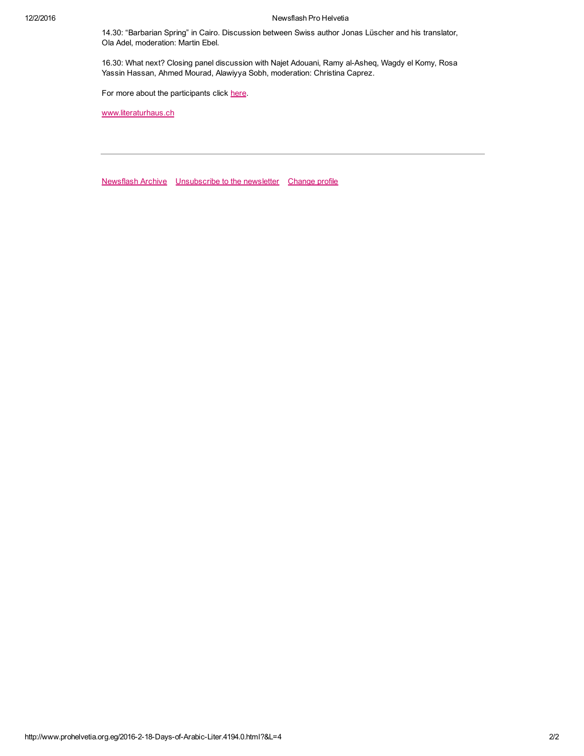14.30: “Barbarian Spring” in Cairo. Discussion between Swiss author Jonas Lüscher and his translator, Ola Adel, moderation: Martin Ebel.

16.30: What next? Closing panel discussion with Najet Adouani, Ramy al-Asheq, Wagdy el Komy, Rosa Yassin Hassan, Ahmed Mourad, Alawiyya Sobh, moderation: Christina Caprez.

For more about the participants click here.

www.literaturhaus.ch

---

Newsflash Archive    Unsubscribe to the newsletter    Change profile